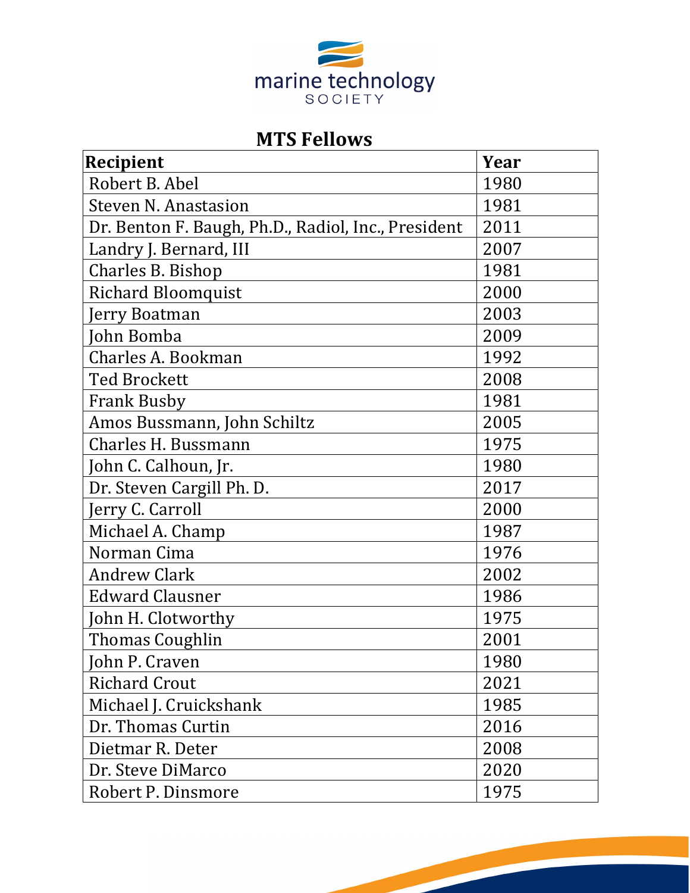marine technology SOCIETY

## MTS Fellows

| Recipient | Year |
|---|---|
| Robert B. Abel | 1980 |
| Steven N. Anastasion | 1981 |
| Dr. Benton F. Baugh, Ph.D., Radiol, Inc., President | 2011 |
| Landry J. Bernard, III | 2007 |
| Charles B. Bishop | 1981 |
| Richard Bloomquist | 2000 |
| Jerry Boatman | 2003 |
| John Bomba | 2009 |
| Charles A. Bookman | 1992 |
| Ted Brockett | 2008 |
| Frank Busby | 1981 |
| Amos Bussmann, John Schiltz | 2005 |
| Charles H. Bussmann | 1975 |
| John C. Calhoun, Jr. | 1980 |
| Dr. Steven Cargill Ph. D. | 2017 |
| Jerry C. Carroll | 2000 |
| Michael A. Champ | 1987 |
| Norman Cima | 1976 |
| Andrew Clark | 2002 |
| Edward Clausner | 1986 |
| John H. Clotworthy | 1975 |
| Thomas Coughlin | 2001 |
| John P. Craven | 1980 |
| Richard Crout | 2021 |
| Michael J. Cruickshank | 1985 |
| Dr. Thomas Curtin | 2016 |
| Dietmar R. Deter | 2008 |
| Dr. Steve DiMarco | 2020 |
| Robert P. Dinsmore | 1975 |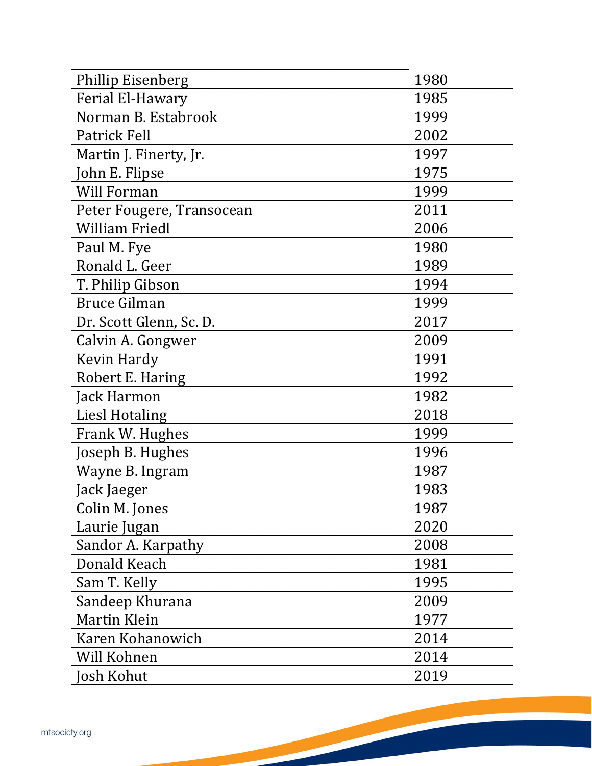| | |
|---|---|
| Phillip Eisenberg | 1980 |
| Ferial El-Hawary | 1985 |
| Norman B. Estabrook | 1999 |
| Patrick Fell | 2002 |
| Martin J. Finerty, Jr. | 1997 |
| John E. Flipse | 1975 |
| Will Forman | 1999 |
| Peter Fougere, Transocean | 2011 |
| William Friedl | 2006 |
| Paul M. Fye | 1980 |
| Ronald L. Geer | 1989 |
| T. Philip Gibson | 1994 |
| Bruce Gilman | 1999 |
| Dr. Scott Glenn, Sc. D. | 2017 |
| Calvin A. Gongwer | 2009 |
| Kevin Hardy | 1991 |
| Robert E. Haring | 1992 |
| Jack Harmon | 1982 |
| Liesl Hotaling | 2018 |
| Frank W. Hughes | 1999 |
| Joseph B. Hughes | 1996 |
| Wayne B. Ingram | 1987 |
| Jack Jaeger | 1983 |
| Colin M. Jones | 1987 |
| Laurie Jugan | 2020 |
| Sandor A. Karpathy | 2008 |
| Donald Keach | 1981 |
| Sam T. Kelly | 1995 |
| Sandeep Khurana | 2009 |
| Martin Klein | 1977 |
| Karen Kohanowich | 2014 |
| Will Kohnen | 2014 |
| Josh Kohut | 2019 |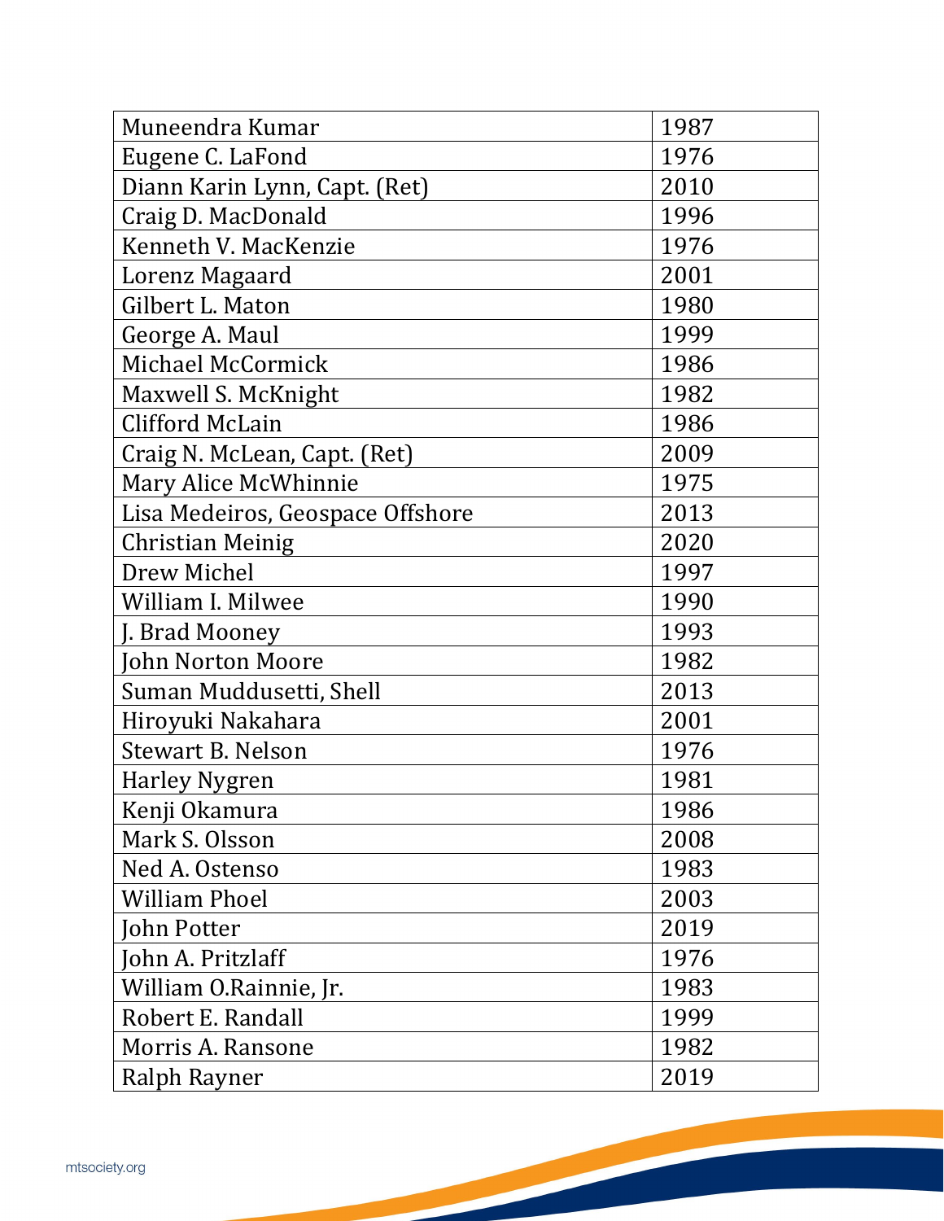| | |
|---|---|
| Muneendra Kumar | 1987 |
| Eugene C. LaFond | 1976 |
| Diann Karin Lynn, Capt. (Ret) | 2010 |
| Craig D. MacDonald | 1996 |
| Kenneth V. MacKenzie | 1976 |
| Lorenz Magaard | 2001 |
| Gilbert L. Maton | 1980 |
| George A. Maul | 1999 |
| Michael McCormick | 1986 |
| Maxwell S. McKnight | 1982 |
| Clifford McLain | 1986 |
| Craig N. McLean, Capt. (Ret) | 2009 |
| Mary Alice McWhinnie | 1975 |
| Lisa Medeiros, Geospace Offshore | 2013 |
| Christian Meinig | 2020 |
| Drew Michel | 1997 |
| William I. Milwee | 1990 |
| J. Brad Mooney | 1993 |
| John Norton Moore | 1982 |
| Suman Muddusetti, Shell | 2013 |
| Hiroyuki Nakahara | 2001 |
| Stewart B. Nelson | 1976 |
| Harley Nygren | 1981 |
| Kenji Okamura | 1986 |
| Mark S. Olsson | 2008 |
| Ned A. Ostenso | 1983 |
| William Phoel | 2003 |
| John Potter | 2019 |
| John A. Pritzlaff | 1976 |
| William O.Rainnie, Jr. | 1983 |
| Robert E. Randall | 1999 |
| Morris A. Ransone | 1982 |
| Ralph Rayner | 2019 |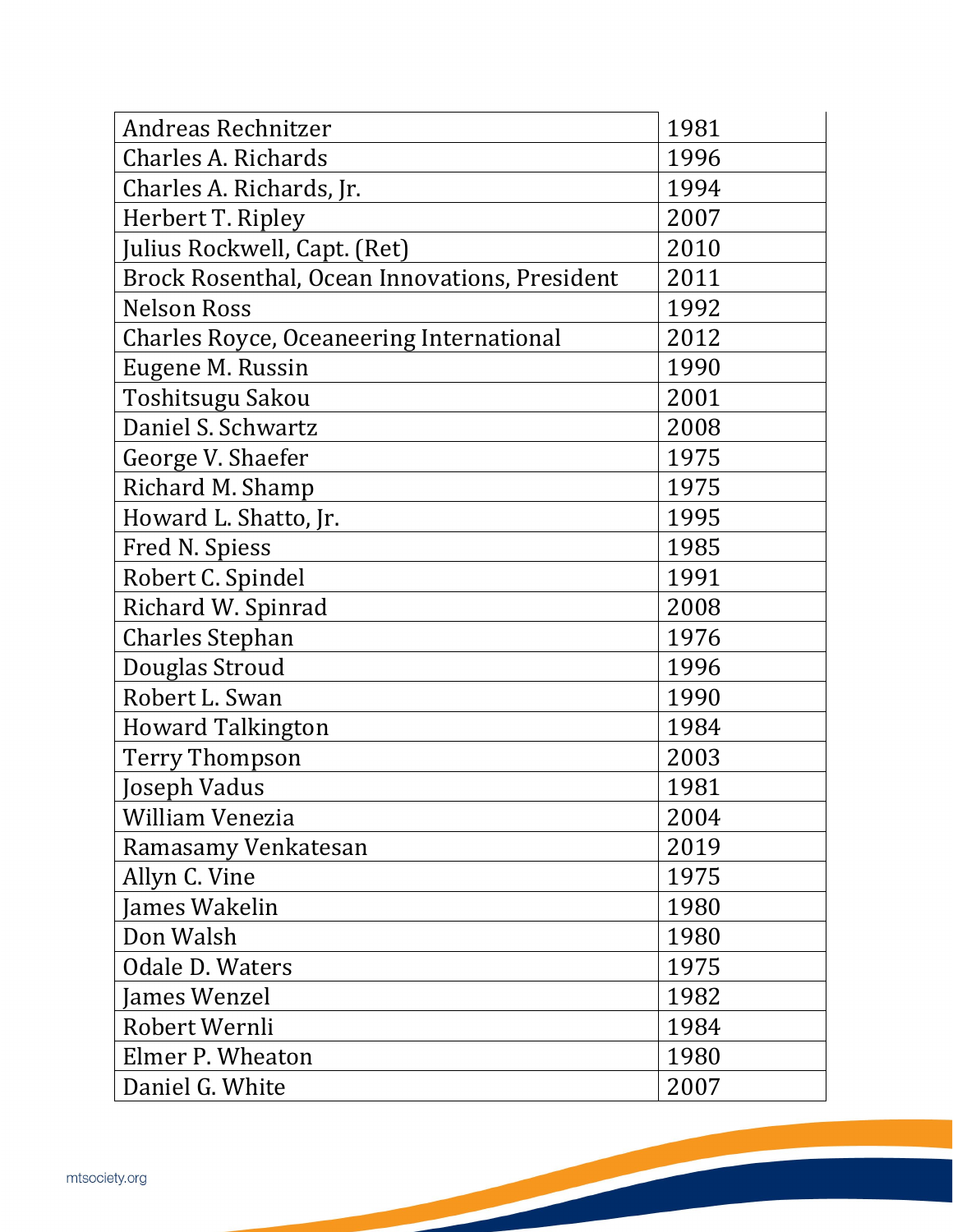| | |
|---|---|
| Andreas Rechnitzer | 1981 |
| Charles A. Richards | 1996 |
| Charles A. Richards, Jr. | 1994 |
| Herbert T. Ripley | 2007 |
| Julius Rockwell, Capt. (Ret) | 2010 |
| Brock Rosenthal, Ocean Innovations, President | 2011 |
| Nelson Ross | 1992 |
| Charles Royce, Oceaneering International | 2012 |
| Eugene M. Russin | 1990 |
| Toshitsugu Sakou | 2001 |
| Daniel S. Schwartz | 2008 |
| George V. Shaefer | 1975 |
| Richard M. Shamp | 1975 |
| Howard L. Shatto, Jr. | 1995 |
| Fred N. Spiess | 1985 |
| Robert C. Spindel | 1991 |
| Richard W. Spinrad | 2008 |
| Charles Stephan | 1976 |
| Douglas Stroud | 1996 |
| Robert L. Swan | 1990 |
| Howard Talkington | 1984 |
| Terry Thompson | 2003 |
| Joseph Vadus | 1981 |
| William Venezia | 2004 |
| Ramasamy Venkatesan | 2019 |
| Allyn C. Vine | 1975 |
| James Wakelin | 1980 |
| Don Walsh | 1980 |
| Odale D. Waters | 1975 |
| James Wenzel | 1982 |
| Robert Wernli | 1984 |
| Elmer P. Wheaton | 1980 |
| Daniel G. White | 2007 |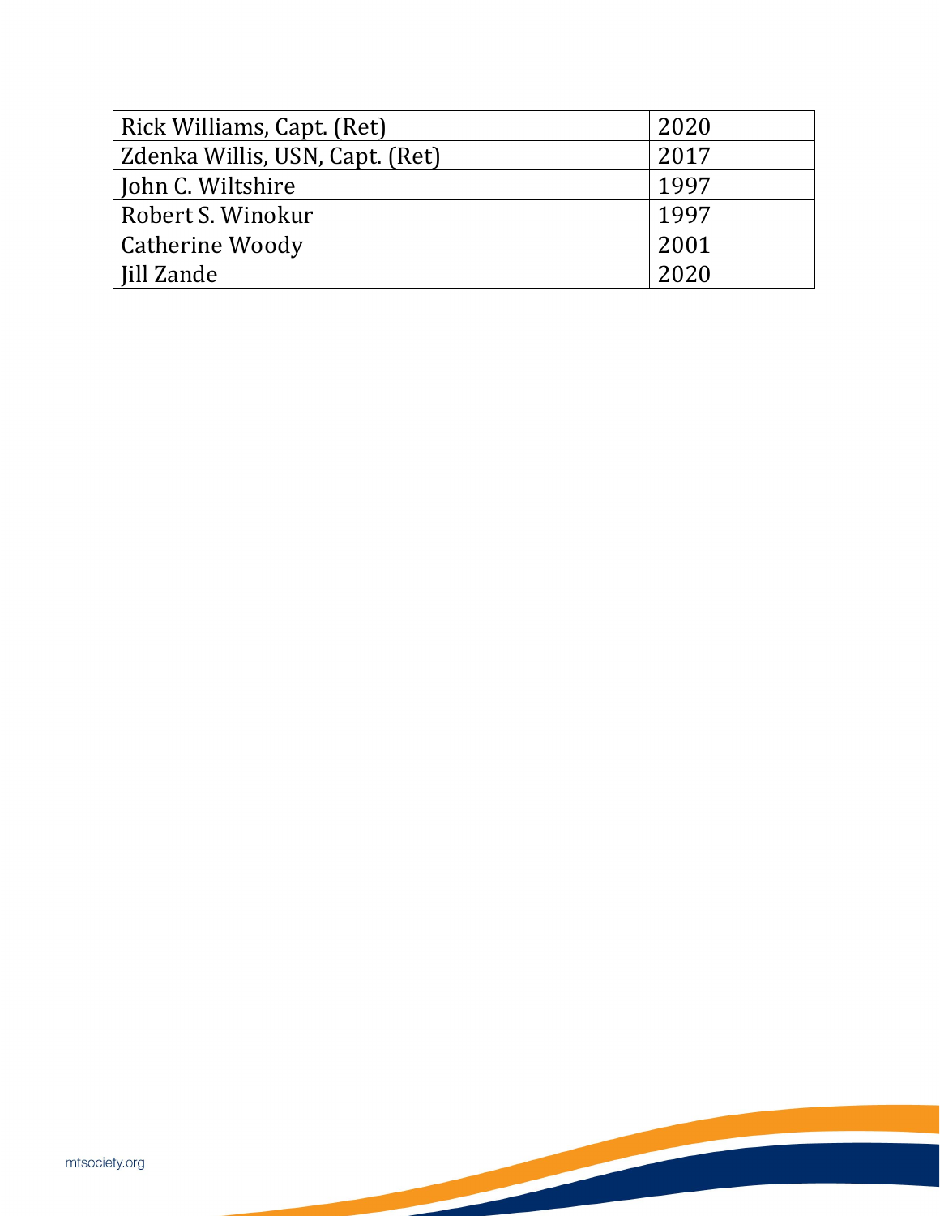| | |
|---|---|
| Rick Williams, Capt. (Ret) | 2020 |
| Zdenka Willis, USN, Capt. (Ret) | 2017 |
| John C. Wiltshire | 1997 |
| Robert S. Winokur | 1997 |
| Catherine Woody | 2001 |
| Jill Zande | 2020 |